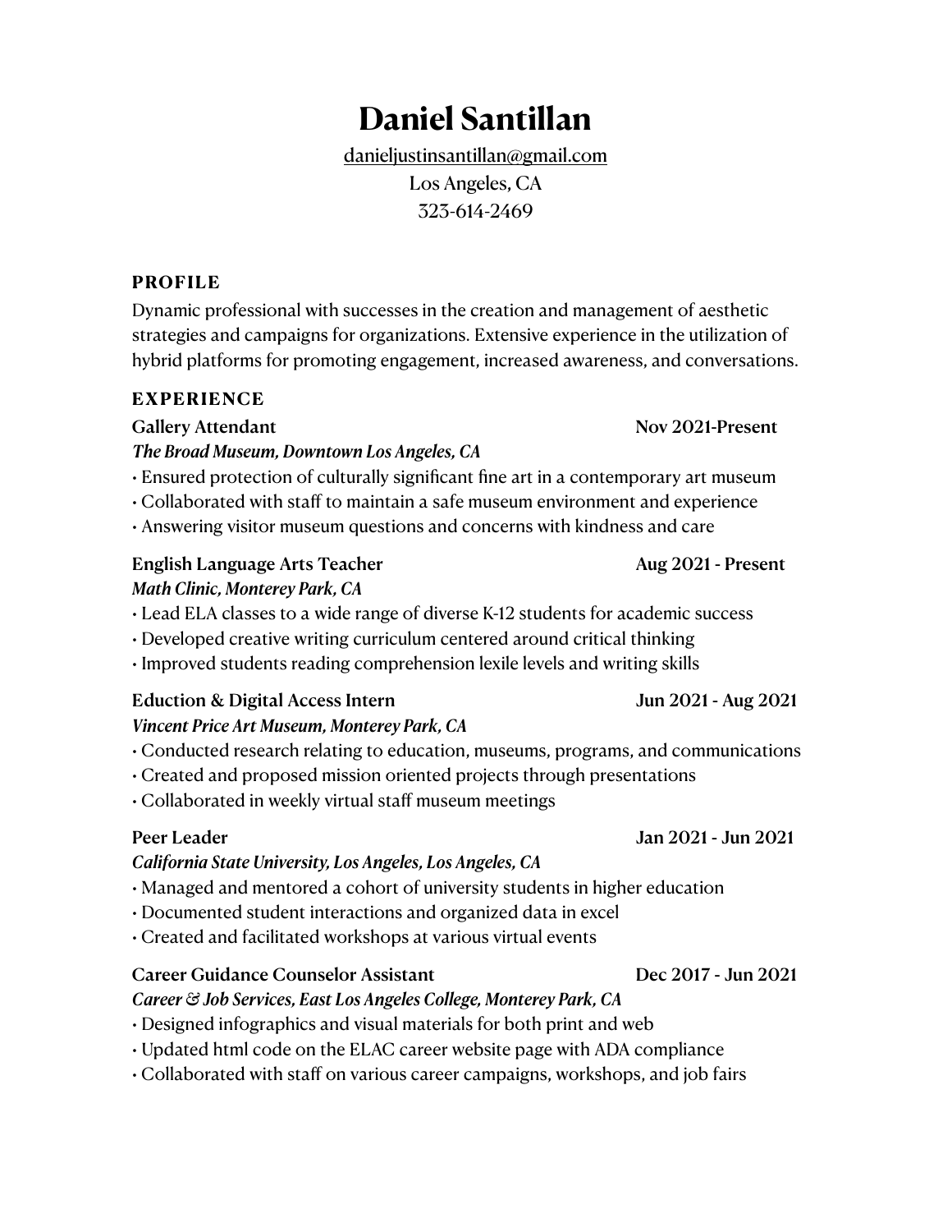# Daniel Santillan

danieljustinsantillan@gmail.com
Los Angeles, CA
323-614-2469

## PROFILE

Dynamic professional with successes in the creation and management of aesthetic strategies and campaigns for organizations. Extensive experience in the utilization of hybrid platforms for promoting engagement, increased awareness, and conversations.

## EXPERIENCE

**Gallery Attendant** — Nov 2021-Present
***The Broad Museum, Downtown Los Angeles, CA***

- Ensured protection of culturally significant fine art in a contemporary art museum
- Collaborated with staff to maintain a safe museum environment and experience
- Answering visitor museum questions and concerns with kindness and care

**English Language Arts Teacher** — Aug 2021 - Present
***Math Clinic, Monterey Park, CA***

- Lead ELA classes to a wide range of diverse K-12 students for academic success
- Developed creative writing curriculum centered around critical thinking
- Improved students reading comprehension lexile levels and writing skills

**Eduction & Digital Access Intern** — Jun 2021 - Aug 2021
***Vincent Price Art Museum, Monterey Park, CA***

- Conducted research relating to education, museums, programs, and communications
- Created and proposed mission oriented projects through presentations
- Collaborated in weekly virtual staff museum meetings

**Peer Leader** — Jan 2021 - Jun 2021
***California State University, Los Angeles, Los Angeles, CA***

- Managed and mentored a cohort of university students in higher education
- Documented student interactions and organized data in excel
- Created and facilitated workshops at various virtual events

**Career Guidance Counselor Assistant** — Dec 2017 - Jun 2021
***Career & Job Services, East Los Angeles College, Monterey Park, CA***

- Designed infographics and visual materials for both print and web
- Updated html code on the ELAC career website page with ADA compliance
- Collaborated with staff on various career campaigns, workshops, and job fairs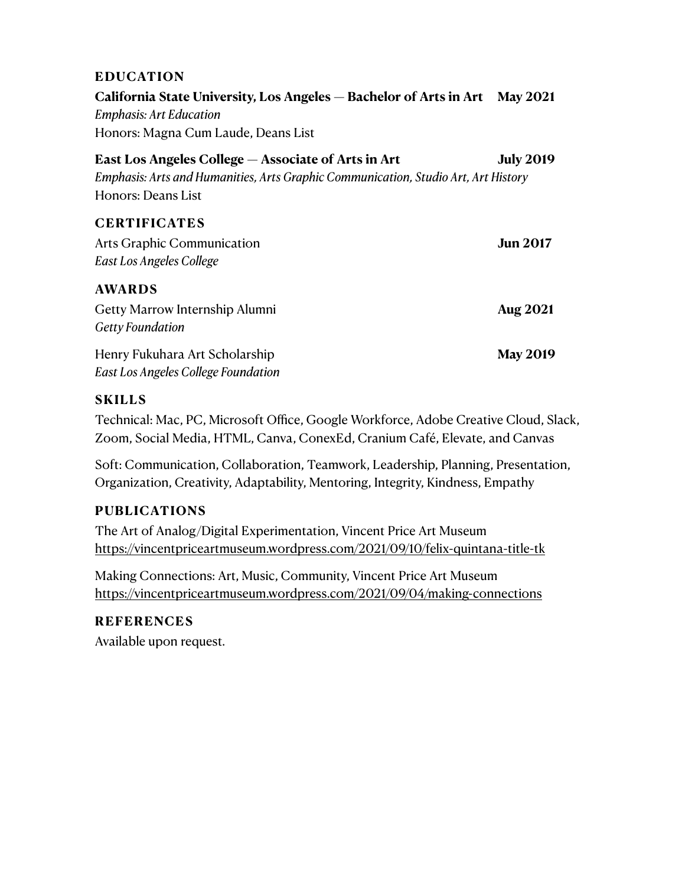## EDUCATION

**California State University, Los Angeles — Bachelor of Arts in Art** **May 2021**
*Emphasis: Art Education*
Honors: Magna Cum Laude, Deans List

**East Los Angeles College — Associate of Arts in Art** **July 2019**
*Emphasis: Arts and Humanities, Arts Graphic Communication, Studio Art, Art History*
Honors: Deans List

## CERTIFICATES

Arts Graphic Communication **Jun 2017**
*East Los Angeles College*

## AWARDS

Getty Marrow Internship Alumni **Aug 2021**
*Getty Foundation*

Henry Fukuhara Art Scholarship **May 2019**
*East Los Angeles College Foundation*

## SKILLS

Technical: Mac, PC, Microsoft Office, Google Workforce, Adobe Creative Cloud, Slack, Zoom, Social Media, HTML, Canva, ConexEd, Cranium Café, Elevate, and Canvas

Soft: Communication, Collaboration, Teamwork, Leadership, Planning, Presentation, Organization, Creativity, Adaptability, Mentoring, Integrity, Kindness, Empathy

## PUBLICATIONS

The Art of Analog/Digital Experimentation, Vincent Price Art Museum
https://vincentpriceartmuseum.wordpress.com/2021/09/10/felix-quintana-title-tk

Making Connections: Art, Music, Community, Vincent Price Art Museum
https://vincentpriceartmuseum.wordpress.com/2021/09/04/making-connections

## REFERENCES

Available upon request.